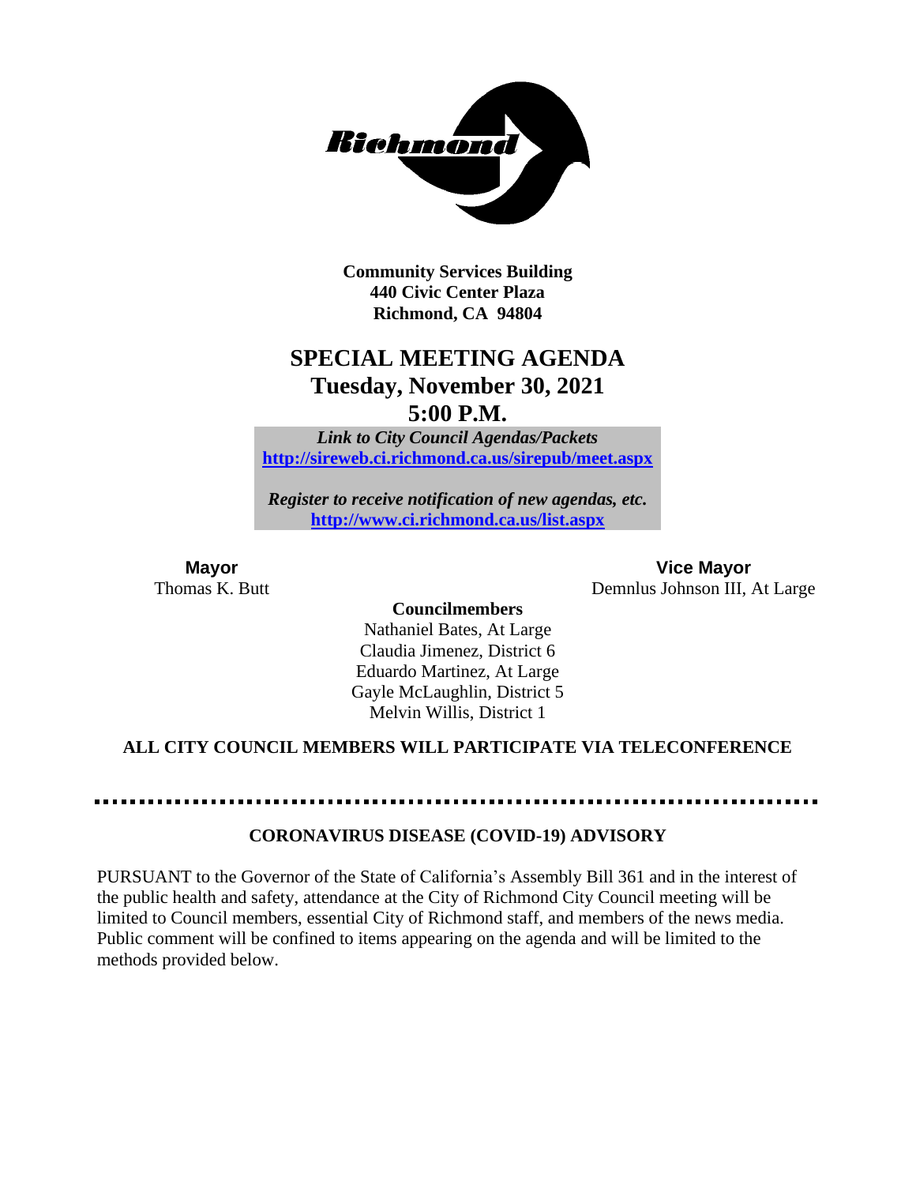**Community Services Building**
**440 Civic Center Plaza**
**Richmond, CA 94804**

# SPECIAL MEETING AGENDA
## Tuesday, November 30, 2021
## 5:00 P.M.

***Link to City Council Agendas/Packets***
**http://sireweb.ci.richmond.ca.us/sirepub/meet.aspx**

***Register to receive notification of new agendas, etc.***
**http://www.ci.richmond.ca.us/list.aspx**

**Mayor**
Thomas K. Butt

**Vice Mayor**
Demnlus Johnson III, At Large

**Councilmembers**
Nathaniel Bates, At Large
Claudia Jimenez, District 6
Eduardo Martinez, At Large
Gayle McLaughlin, District 5
Melvin Willis, District 1

**ALL CITY COUNCIL MEMBERS WILL PARTICIPATE VIA TELECONFERENCE**

---

**CORONAVIRUS DISEASE (COVID-19) ADVISORY**

PURSUANT to the Governor of the State of California's Assembly Bill 361 and in the interest of the public health and safety, attendance at the City of Richmond City Council meeting will be limited to Council members, essential City of Richmond staff, and members of the news media. Public comment will be confined to items appearing on the agenda and will be limited to the methods provided below.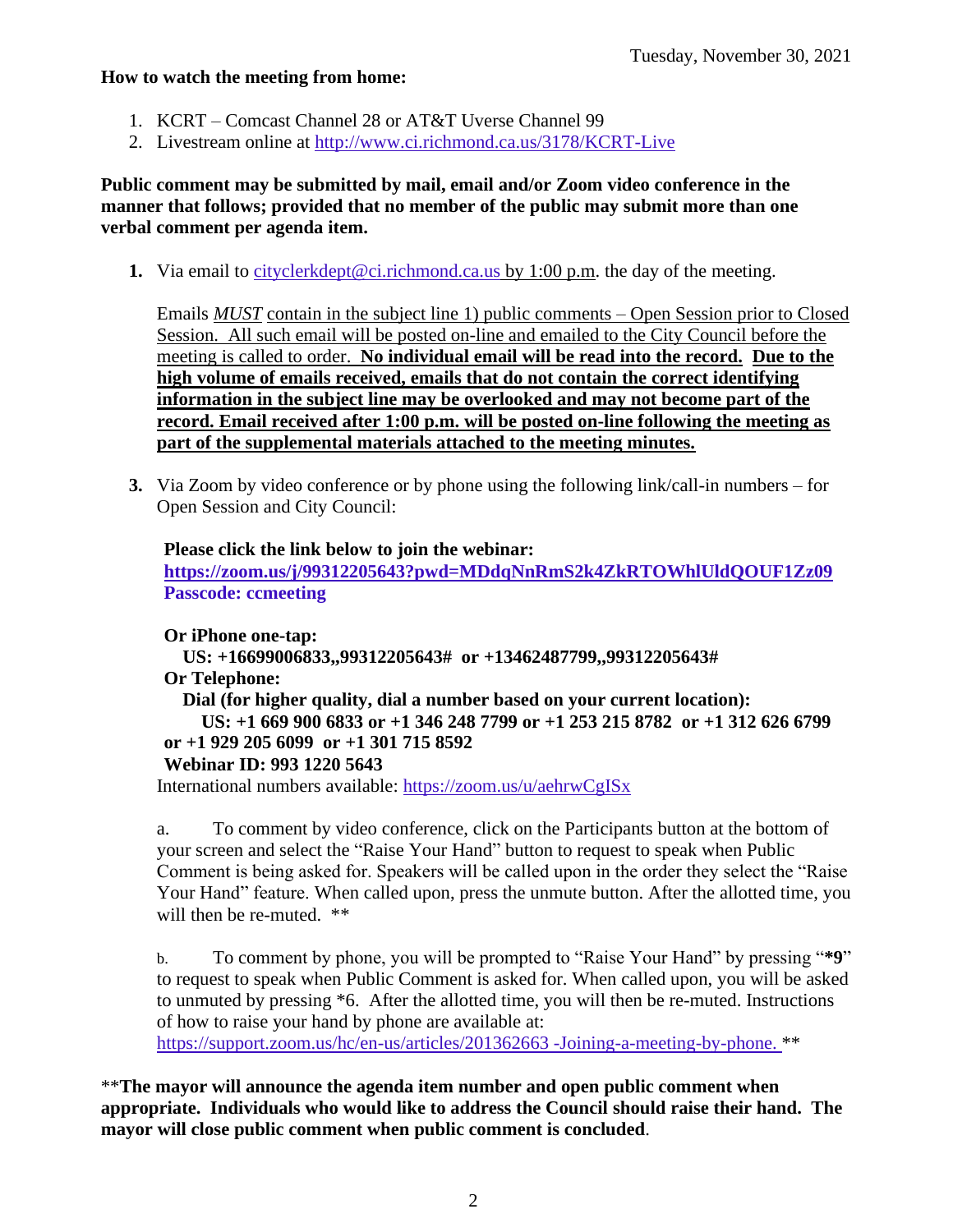Tuesday, November 30, 2021

**How to watch the meeting from home:**

1. KCRT – Comcast Channel 28 or AT&T Uverse Channel 99
2. Livestream online at http://www.ci.richmond.ca.us/3178/KCRT-Live

**Public comment may be submitted by mail, email and/or Zoom video conference in the manner that follows; provided that no member of the public may submit more than one verbal comment per agenda item.**

**1.** Via email to cityclerkdept@ci.richmond.ca.us by 1:00 p.m. the day of the meeting.

Emails *MUST* contain in the subject line 1) public comments – Open Session prior to Closed Session. All such email will be posted on-line and emailed to the City Council before the meeting is called to order. **No individual email will be read into the record. Due to the high volume of emails received, emails that do not contain the correct identifying information in the subject line may be overlooked and may not become part of the record. Email received after 1:00 p.m. will be posted on-line following the meeting as part of the supplemental materials attached to the meeting minutes.**

**3.** Via Zoom by video conference or by phone using the following link/call-in numbers – for Open Session and City Council:

**Please click the link below to join the webinar:**
**https://zoom.us/j/99312205643?pwd=MDdqNnRmS2k4ZkRTOWhlUldQOUF1Zz09**
**Passcode: ccmeeting**

**Or iPhone one-tap:**
**US: +16699006833,,99312205643# or +13462487799,,99312205643#**
**Or Telephone:**
**Dial (for higher quality, dial a number based on your current location):**
**US: +1 669 900 6833 or +1 346 248 7799 or +1 253 215 8782 or +1 312 626 6799 or +1 929 205 6099 or +1 301 715 8592**
**Webinar ID: 993 1220 5643**
International numbers available: https://zoom.us/u/aehrwCgISx

a. To comment by video conference, click on the Participants button at the bottom of your screen and select the "Raise Your Hand" button to request to speak when Public Comment is being asked for. Speakers will be called upon in the order they select the "Raise Your Hand" feature. When called upon, press the unmute button. After the allotted time, you will then be re-muted. **

b. To comment by phone, you will be prompted to "Raise Your Hand" by pressing "***9**" to request to speak when Public Comment is asked for. When called upon, you will be asked to unmuted by pressing *6. After the allotted time, you will then be re-muted. Instructions of how to raise your hand by phone are available at: https://support.zoom.us/hc/en-us/articles/201362663 -Joining-a-meeting-by-phone. **

**The mayor will announce the agenda item number and open public comment when appropriate. Individuals who would like to address the Council should raise their hand. The mayor will close public comment when public comment is concluded**.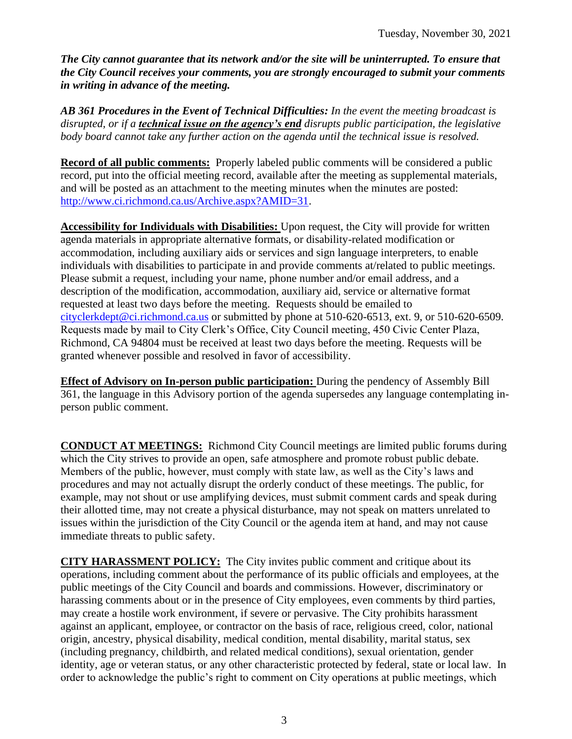***The City cannot guarantee that its network and/or the site will be uninterrupted. To ensure that the City Council receives your comments, you are strongly encouraged to submit your comments in writing in advance of the meeting.***

***AB 361 Procedures in the Event of Technical Difficulties:** In the event the meeting broadcast is disrupted, or if a **technical issue on the agency's end** disrupts public participation, the legislative body board cannot take any further action on the agenda until the technical issue is resolved.*

**Record of all public comments:** Properly labeled public comments will be considered a public record, put into the official meeting record, available after the meeting as supplemental materials, and will be posted as an attachment to the meeting minutes when the minutes are posted: http://www.ci.richmond.ca.us/Archive.aspx?AMID=31.

**Accessibility for Individuals with Disabilities:** Upon request, the City will provide for written agenda materials in appropriate alternative formats, or disability-related modification or accommodation, including auxiliary aids or services and sign language interpreters, to enable individuals with disabilities to participate in and provide comments at/related to public meetings. Please submit a request, including your name, phone number and/or email address, and a description of the modification, accommodation, auxiliary aid, service or alternative format requested at least two days before the meeting. Requests should be emailed to cityclerkdept@ci.richmond.ca.us or submitted by phone at 510-620-6513, ext. 9, or 510-620-6509. Requests made by mail to City Clerk's Office, City Council meeting, 450 Civic Center Plaza, Richmond, CA 94804 must be received at least two days before the meeting. Requests will be granted whenever possible and resolved in favor of accessibility.

**Effect of Advisory on In-person public participation:** During the pendency of Assembly Bill 361, the language in this Advisory portion of the agenda supersedes any language contemplating in-person public comment.

**CONDUCT AT MEETINGS:** Richmond City Council meetings are limited public forums during which the City strives to provide an open, safe atmosphere and promote robust public debate. Members of the public, however, must comply with state law, as well as the City's laws and procedures and may not actually disrupt the orderly conduct of these meetings. The public, for example, may not shout or use amplifying devices, must submit comment cards and speak during their allotted time, may not create a physical disturbance, may not speak on matters unrelated to issues within the jurisdiction of the City Council or the agenda item at hand, and may not cause immediate threats to public safety.

**CITY HARASSMENT POLICY:** The City invites public comment and critique about its operations, including comment about the performance of its public officials and employees, at the public meetings of the City Council and boards and commissions. However, discriminatory or harassing comments about or in the presence of City employees, even comments by third parties, may create a hostile work environment, if severe or pervasive. The City prohibits harassment against an applicant, employee, or contractor on the basis of race, religious creed, color, national origin, ancestry, physical disability, medical condition, mental disability, marital status, sex (including pregnancy, childbirth, and related medical conditions), sexual orientation, gender identity, age or veteran status, or any other characteristic protected by federal, state or local law. In order to acknowledge the public's right to comment on City operations at public meetings, which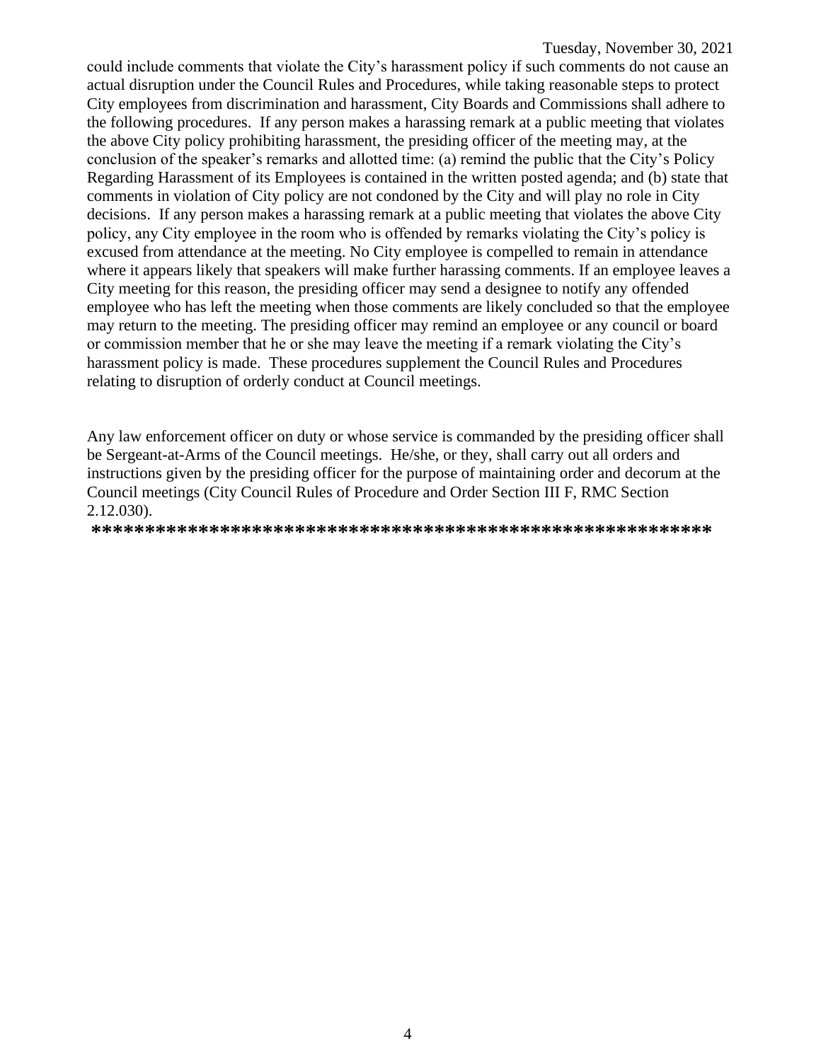could include comments that violate the City's harassment policy if such comments do not cause an actual disruption under the Council Rules and Procedures, while taking reasonable steps to protect City employees from discrimination and harassment, City Boards and Commissions shall adhere to the following procedures. If any person makes a harassing remark at a public meeting that violates the above City policy prohibiting harassment, the presiding officer of the meeting may, at the conclusion of the speaker's remarks and allotted time: (a) remind the public that the City's Policy Regarding Harassment of its Employees is contained in the written posted agenda; and (b) state that comments in violation of City policy are not condoned by the City and will play no role in City decisions. If any person makes a harassing remark at a public meeting that violates the above City policy, any City employee in the room who is offended by remarks violating the City's policy is excused from attendance at the meeting. No City employee is compelled to remain in attendance where it appears likely that speakers will make further harassing comments. If an employee leaves a City meeting for this reason, the presiding officer may send a designee to notify any offended employee who has left the meeting when those comments are likely concluded so that the employee may return to the meeting. The presiding officer may remind an employee or any council or board or commission member that he or she may leave the meeting if a remark violating the City's harassment policy is made. These procedures supplement the Council Rules and Procedures relating to disruption of orderly conduct at Council meetings.

Any law enforcement officer on duty or whose service is commanded by the presiding officer shall be Sergeant-at-Arms of the Council meetings. He/she, or they, shall carry out all orders and instructions given by the presiding officer for the purpose of maintaining order and decorum at the Council meetings (City Council Rules of Procedure and Order Section III F, RMC Section 2.12.030).

**********************************************************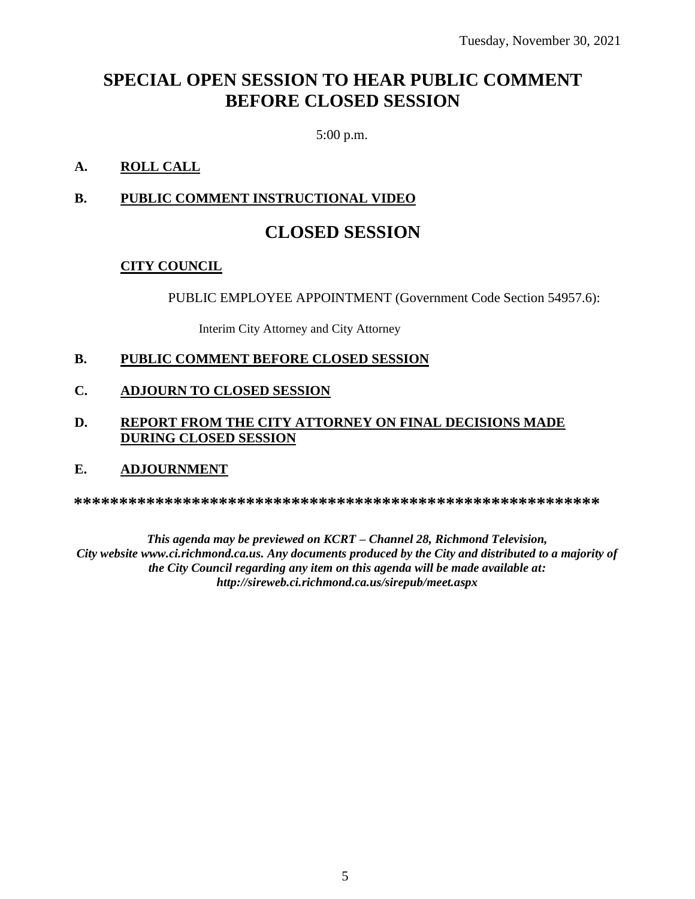Tuesday, November 30, 2021

# SPECIAL OPEN SESSION TO HEAR PUBLIC COMMENT BEFORE CLOSED SESSION

5:00 p.m.

**A. ROLL CALL**

**B. PUBLIC COMMENT INSTRUCTIONAL VIDEO**

# CLOSED SESSION

**CITY COUNCIL**

PUBLIC EMPLOYEE APPOINTMENT (Government Code Section 54957.6):

Interim City Attorney and City Attorney

**B. PUBLIC COMMENT BEFORE CLOSED SESSION**

**C. ADJOURN TO CLOSED SESSION**

**D. REPORT FROM THE CITY ATTORNEY ON FINAL DECISIONS MADE DURING CLOSED SESSION**

**E. ADJOURNMENT**

**************************************************************

***This agenda may be previewed on KCRT – Channel 28, Richmond Television, City website www.ci.richmond.ca.us. Any documents produced by the City and distributed to a majority of the City Council regarding any item on this agenda will be made available at: http://sireweb.ci.richmond.ca.us/sirepub/meet.aspx***